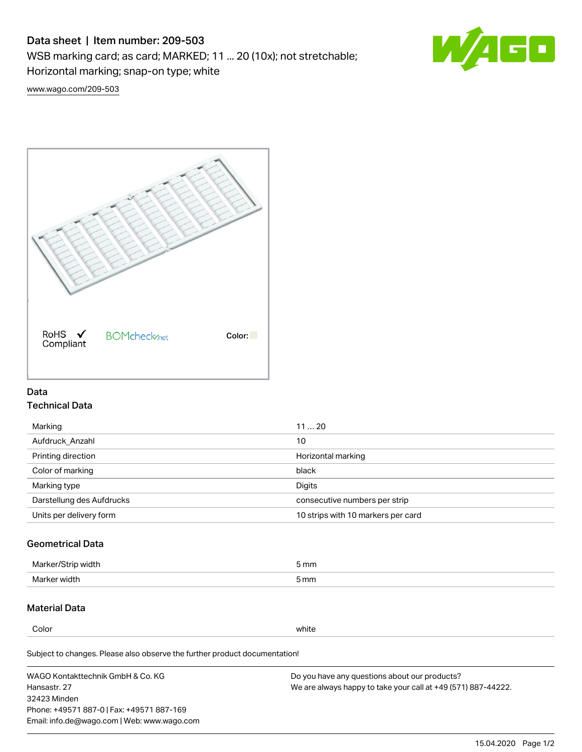# Data sheet | Item number: 209-503

WSB marking card; as card; MARKED; 11 ... 20 (10x); not stretchable; Horizontal marking; snap-on type; white

www.wago.com/209-503

RoHS ✓ Compliant BOMcheck.net Color:

## Data

### Technical Data

| | |
|---|---|
| Marking | 11 ... 20 |
| Aufdruck_Anzahl | 10 |
| Printing direction | Horizontal marking |
| Color of marking | black |
| Marking type | Digits |
| Darstellung des Aufdrucks | consecutive numbers per strip |
| Units per delivery form | 10 strips with 10 markers per card |

### Geometrical Data

| | |
|---|---|
| Marker/Strip width | 5 mm |
| Marker width | 5 mm |

### Material Data

| | |
|---|---|
| Color | white |

Subject to changes. Please also observe the further product documentation!

WAGO Kontakttechnik GmbH & Co. KG
Hansastr. 27
32423 Minden
Phone: +49571 887-0 | Fax: +49571 887-169
Email: info.de@wago.com | Web: www.wago.com

Do you have any questions about our products?
We are always happy to take your call at +49 (571) 887-44222.

15.04.2020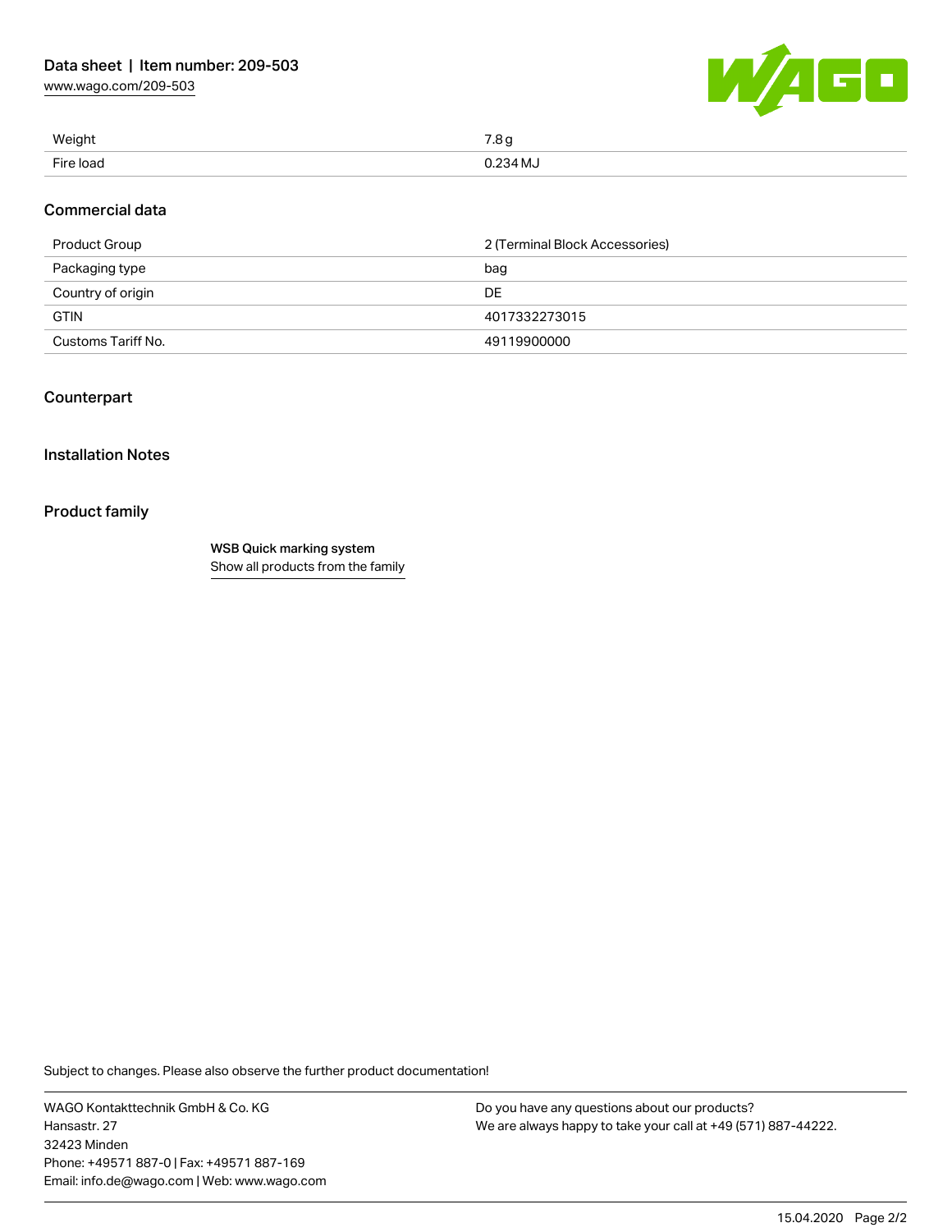| | |
|---|---|
| Weight | 7.8 g |
| Fire load | 0.234 MJ |

## Commercial data

| | |
|---|---|
| Product Group | 2 (Terminal Block Accessories) |
| Packaging type | bag |
| Country of origin | DE |
| GTIN | 4017332273015 |
| Customs Tariff No. | 49119900000 |

## Counterpart

## Installation Notes

## Product family

**WSB Quick marking system**
Show all products from the family

Subject to changes. Please also observe the further product documentation!

WAGO Kontakttechnik GmbH & Co. KG
Hansastr. 27
32423 Minden
Phone: +49571 887-0 | Fax: +49571 887-169
Email: info.de@wago.com | Web: www.wago.com

Do you have any questions about our products?
We are always happy to take your call at +49 (571) 887-44222.

15.04.2020